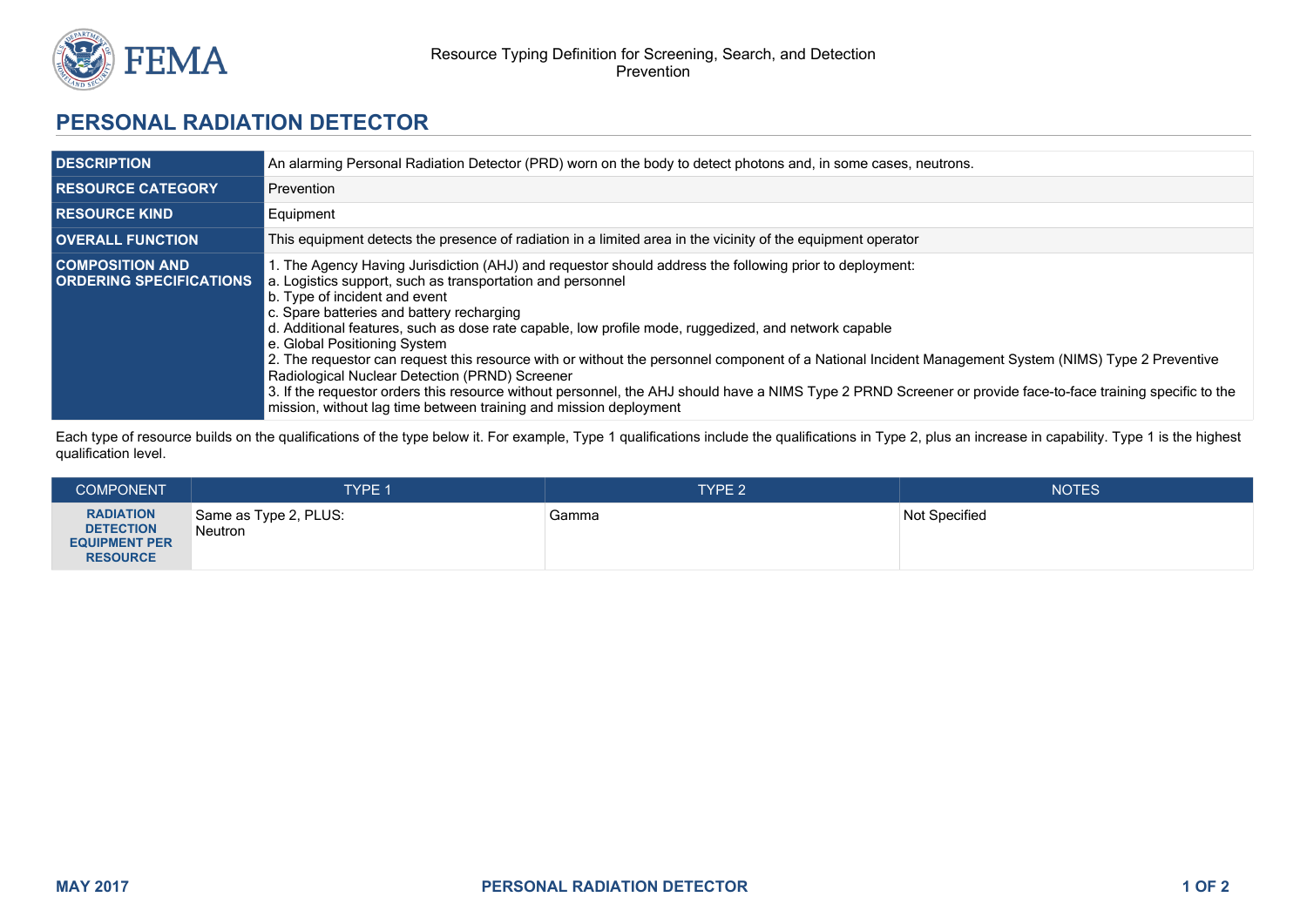# PERSONAL RADIATION DETECTOR

| | |
|---|---|
| **DESCRIPTION** | An alarming Personal Radiation Detector (PRD) worn on the body to detect photons and, in some cases, neutrons. |
| **RESOURCE CATEGORY** | Prevention |
| **RESOURCE KIND** | Equipment |
| **OVERALL FUNCTION** | This equipment detects the presence of radiation in a limited area in the vicinity of the equipment operator |
| **COMPOSITION AND ORDERING SPECIFICATIONS** | 1. The Agency Having Jurisdiction (AHJ) and requestor should address the following prior to deployment:<br>a. Logistics support, such as transportation and personnel<br>b. Type of incident and event<br>c. Spare batteries and battery recharging<br>d. Additional features, such as dose rate capable, low profile mode, ruggedized, and network capable<br>e. Global Positioning System<br>2. The requestor can request this resource with or without the personnel component of a National Incident Management System (NIMS) Type 2 Preventive Radiological Nuclear Detection (PRND) Screener<br>3. If the requestor orders this resource without personnel, the AHJ should have a NIMS Type 2 PRND Screener or provide face-to-face training specific to the mission, without lag time between training and mission deployment |

Each type of resource builds on the qualifications of the type below it. For example, Type 1 qualifications include the qualifications in Type 2, plus an increase in capability. Type 1 is the highest qualification level.

| COMPONENT | TYPE 1 | TYPE 2 | NOTES |
|---|---|---|---|
| **RADIATION DETECTION EQUIPMENT PER RESOURCE** | Same as Type 2, PLUS:<br>Neutron | Gamma | Not Specified |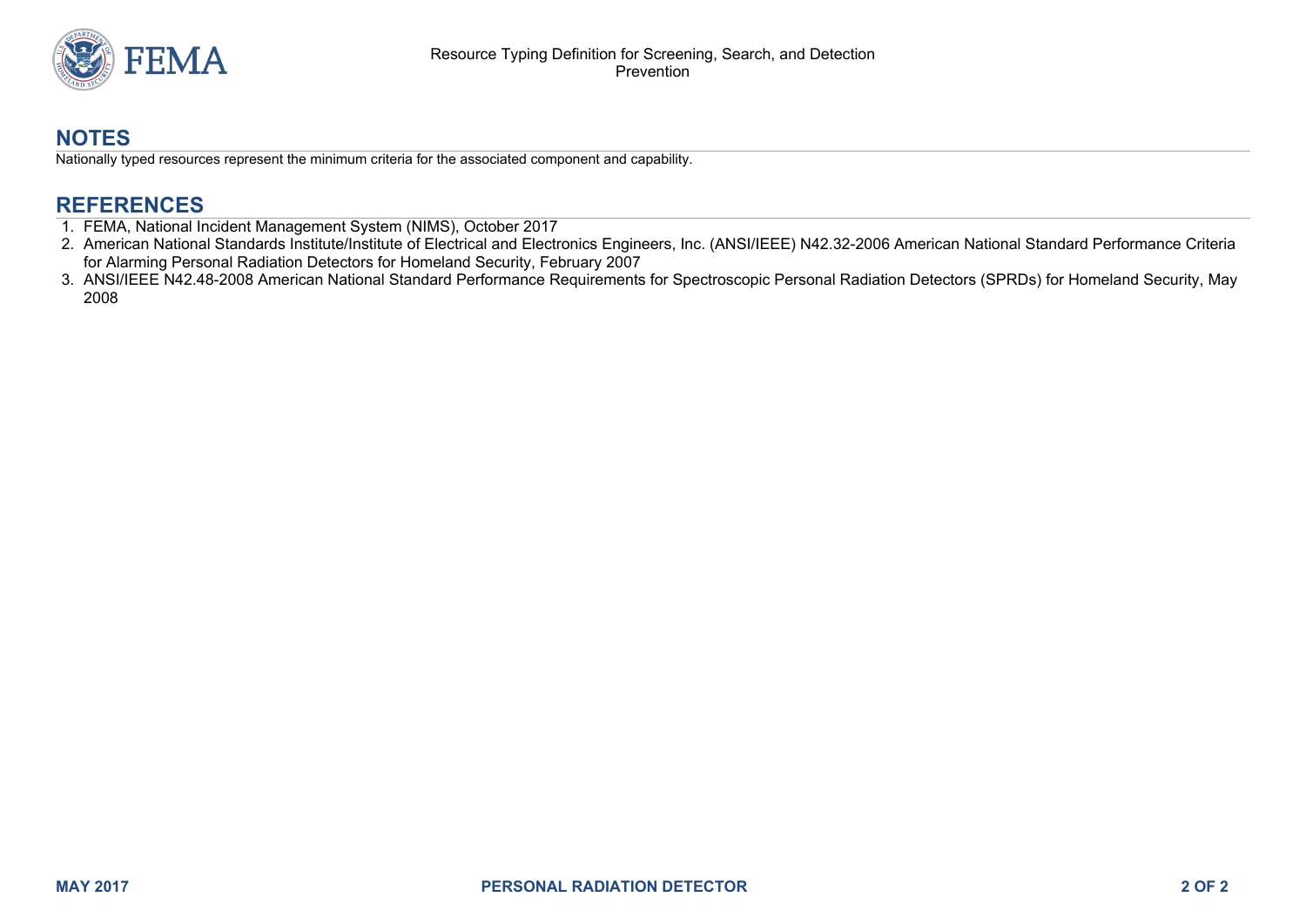## NOTES

Nationally typed resources represent the minimum criteria for the associated component and capability.

## REFERENCES

1. FEMA, National Incident Management System (NIMS), October 2017
2. American National Standards Institute/Institute of Electrical and Electronics Engineers, Inc. (ANSI/IEEE) N42.32-2006 American National Standard Performance Criteria for Alarming Personal Radiation Detectors for Homeland Security, February 2007
3. ANSI/IEEE N42.48-2008 American National Standard Performance Requirements for Spectroscopic Personal Radiation Detectors (SPRDs) for Homeland Security, May 2008